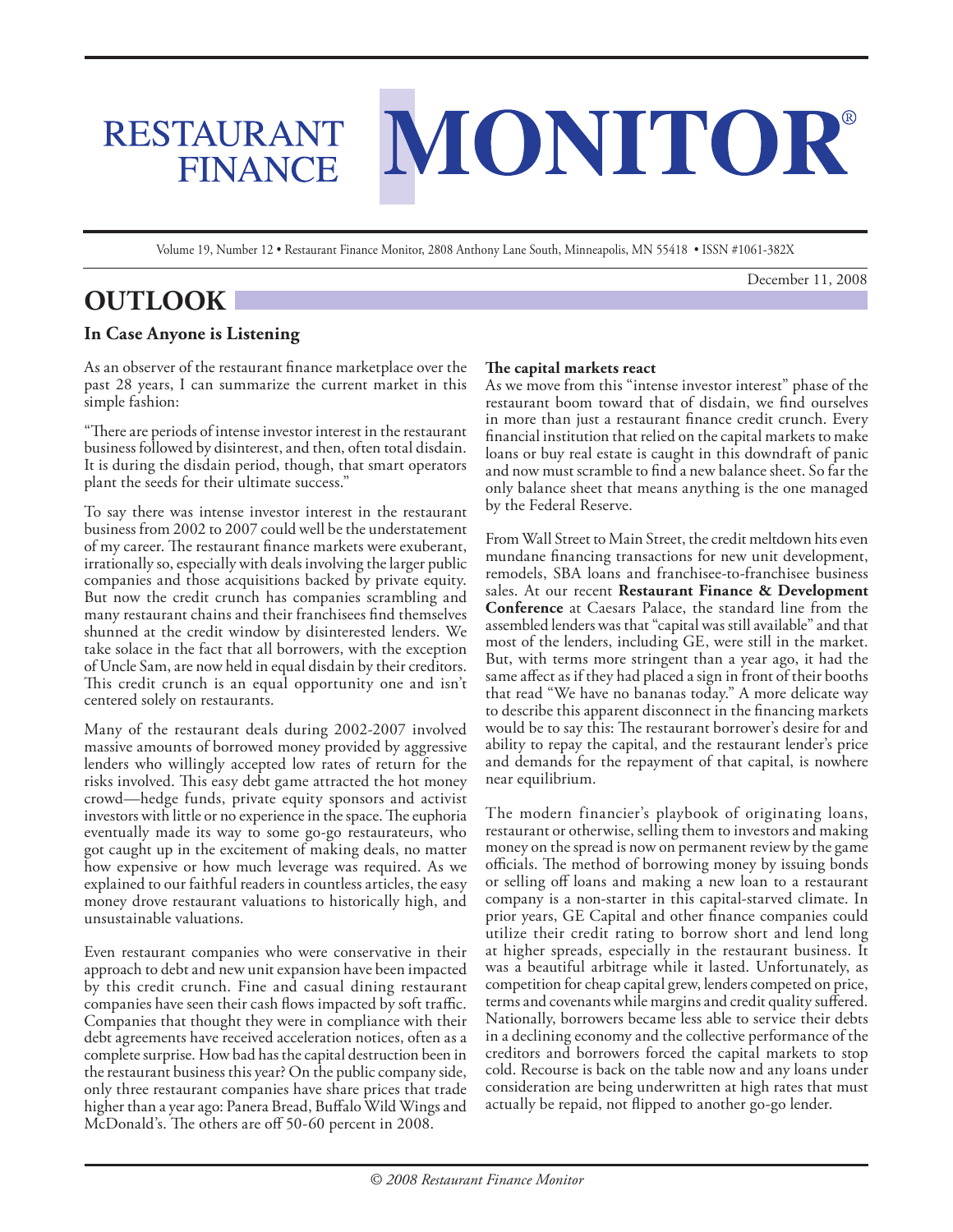# RESTAURANT FINANCE MONITOR®

Volume 19, Number 12 • Restaurant Finance Monitor, 2808 Anthony Lane South, Minneapolis, MN 55418 • ISSN #1061-382X

December 11, 2008

## OUTLOOK

### In Case Anyone is Listening

As an observer of the restaurant finance marketplace over the past 28 years, I can summarize the current market in this simple fashion:

"There are periods of intense investor interest in the restaurant business followed by disinterest, and then, often total disdain. It is during the disdain period, though, that smart operators plant the seeds for their ultimate success."

To say there was intense investor interest in the restaurant business from 2002 to 2007 could well be the understatement of my career. The restaurant finance markets were exuberant, irrationally so, especially with deals involving the larger public companies and those acquisitions backed by private equity. But now the credit crunch has companies scrambling and many restaurant chains and their franchisees find themselves shunned at the credit window by disinterested lenders. We take solace in the fact that all borrowers, with the exception of Uncle Sam, are now held in equal disdain by their creditors. This credit crunch is an equal opportunity one and isn't centered solely on restaurants.

Many of the restaurant deals during 2002-2007 involved massive amounts of borrowed money provided by aggressive lenders who willingly accepted low rates of return for the risks involved. This easy debt game attracted the hot money crowd—hedge funds, private equity sponsors and activist investors with little or no experience in the space. The euphoria eventually made its way to some go-go restaurateurs, who got caught up in the excitement of making deals, no matter how expensive or how much leverage was required. As we explained to our faithful readers in countless articles, the easy money drove restaurant valuations to historically high, and unsustainable valuations.

Even restaurant companies who were conservative in their approach to debt and new unit expansion have been impacted by this credit crunch. Fine and casual dining restaurant companies have seen their cash flows impacted by soft traffic. Companies that thought they were in compliance with their debt agreements have received acceleration notices, often as a complete surprise. How bad has the capital destruction been in the restaurant business this year? On the public company side, only three restaurant companies have share prices that trade higher than a year ago: Panera Bread, Buffalo Wild Wings and McDonald's. The others are off 50-60 percent in 2008.

**The capital markets react**

As we move from this "intense investor interest" phase of the restaurant boom toward that of disdain, we find ourselves in more than just a restaurant finance credit crunch. Every financial institution that relied on the capital markets to make loans or buy real estate is caught in this downdraft of panic and now must scramble to find a new balance sheet. So far the only balance sheet that means anything is the one managed by the Federal Reserve.

From Wall Street to Main Street, the credit meltdown hits even mundane financing transactions for new unit development, remodels, SBA loans and franchisee-to-franchisee business sales. At our recent **Restaurant Finance & Development Conference** at Caesars Palace, the standard line from the assembled lenders was that "capital was still available" and that most of the lenders, including GE, were still in the market. But, with terms more stringent than a year ago, it had the same affect as if they had placed a sign in front of their booths that read "We have no bananas today." A more delicate way to describe this apparent disconnect in the financing markets would be to say this: The restaurant borrower's desire for and ability to repay the capital, and the restaurant lender's price and demands for the repayment of that capital, is nowhere near equilibrium.

The modern financier's playbook of originating loans, restaurant or otherwise, selling them to investors and making money on the spread is now on permanent review by the game officials. The method of borrowing money by issuing bonds or selling off loans and making a new loan to a restaurant company is a non-starter in this capital-starved climate. In prior years, GE Capital and other finance companies could utilize their credit rating to borrow short and lend long at higher spreads, especially in the restaurant business. It was a beautiful arbitrage while it lasted. Unfortunately, as competition for cheap capital grew, lenders competed on price, terms and covenants while margins and credit quality suffered. Nationally, borrowers became less able to service their debts in a declining economy and the collective performance of the creditors and borrowers forced the capital markets to stop cold. Recourse is back on the table now and any loans under consideration are being underwritten at high rates that must actually be repaid, not flipped to another go-go lender.

*© 2008 Restaurant Finance Monitor*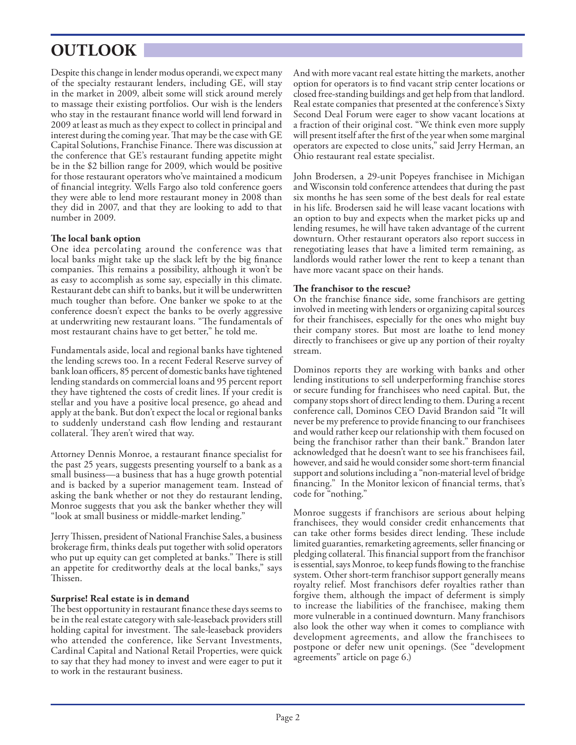# OUTLOOK

Despite this change in lender modus operandi, we expect many of the specialty restaurant lenders, including GE, will stay in the market in 2009, albeit some will stick around merely to massage their existing portfolios. Our wish is the lenders who stay in the restaurant finance world will lend forward in 2009 at least as much as they expect to collect in principal and interest during the coming year. That may be the case with GE Capital Solutions, Franchise Finance. There was discussion at the conference that GE's restaurant funding appetite might be in the $2 billion range for 2009, which would be positive for those restaurant operators who've maintained a modicum of financial integrity. Wells Fargo also told conference goers they were able to lend more restaurant money in 2008 than they did in 2007, and that they are looking to add to that number in 2009.

**The local bank option**

One idea percolating around the conference was that local banks might take up the slack left by the big finance companies. This remains a possibility, although it won't be as easy to accomplish as some say, especially in this climate. Restaurant debt can shift to banks, but it will be underwritten much tougher than before. One banker we spoke to at the conference doesn't expect the banks to be overly aggressive at underwriting new restaurant loans. "The fundamentals of most restaurant chains have to get better," he told me.

Fundamentals aside, local and regional banks have tightened the lending screws too. In a recent Federal Reserve survey of bank loan officers, 85 percent of domestic banks have tightened lending standards on commercial loans and 95 percent report they have tightened the costs of credit lines. If your credit is stellar and you have a positive local presence, go ahead and apply at the bank. But don't expect the local or regional banks to suddenly understand cash flow lending and restaurant collateral. They aren't wired that way.

Attorney Dennis Monroe, a restaurant finance specialist for the past 25 years, suggests presenting yourself to a bank as a small business—a business that has a huge growth potential and is backed by a superior management team. Instead of asking the bank whether or not they do restaurant lending, Monroe suggests that you ask the banker whether they will "look at small business or middle-market lending."

Jerry Thissen, president of National Franchise Sales, a business brokerage firm, thinks deals put together with solid operators who put up equity can get completed at banks." There is still an appetite for creditworthy deals at the local banks," says Thissen.

**Surprise! Real estate is in demand**

The best opportunity in restaurant finance these days seems to be in the real estate category with sale-leaseback providers still holding capital for investment. The sale-leaseback providers who attended the conference, like Servant Investments, Cardinal Capital and National Retail Properties, were quick to say that they had money to invest and were eager to put it to work in the restaurant business.

And with more vacant real estate hitting the markets, another option for operators is to find vacant strip center locations or closed free-standing buildings and get help from that landlord. Real estate companies that presented at the conference's Sixty Second Deal Forum were eager to show vacant locations at a fraction of their original cost. "We think even more supply will present itself after the first of the year when some marginal operators are expected to close units," said Jerry Herman, an Ohio restaurant real estate specialist.

John Brodersen, a 29-unit Popeyes franchisee in Michigan and Wisconsin told conference attendees that during the past six months he has seen some of the best deals for real estate in his life. Brodersen said he will lease vacant locations with an option to buy and expects when the market picks up and lending resumes, he will have taken advantage of the current downturn. Other restaurant operators also report success in renegotiating leases that have a limited term remaining, as landlords would rather lower the rent to keep a tenant than have more vacant space on their hands.

**The franchisor to the rescue?**

On the franchise finance side, some franchisors are getting involved in meeting with lenders or organizing capital sources for their franchisees, especially for the ones who might buy their company stores. But most are loathe to lend money directly to franchisees or give up any portion of their royalty stream.

Dominos reports they are working with banks and other lending institutions to sell underperforming franchise stores or secure funding for franchisees who need capital. But, the company stops short of direct lending to them. During a recent conference call, Dominos CEO David Brandon said "It will never be my preference to provide financing to our franchisees and would rather keep our relationship with them focused on being the franchisor rather than their bank." Brandon later acknowledged that he doesn't want to see his franchisees fail, however, and said he would consider some short-term financial support and solutions including a "non-material level of bridge financing." In the Monitor lexicon of financial terms, that's code for "nothing."

Monroe suggests if franchisors are serious about helping franchisees, they would consider credit enhancements that can take other forms besides direct lending. These include limited guaranties, remarketing agreements, seller financing or pledging collateral. This financial support from the franchisor is essential, says Monroe, to keep funds flowing to the franchise system. Other short-term franchisor support generally means royalty relief. Most franchisors defer royalties rather than forgive them, although the impact of deferment is simply to increase the liabilities of the franchisee, making them more vulnerable in a continued downturn. Many franchisors also look the other way when it comes to compliance with development agreements, and allow the franchisees to postpone or defer new unit openings. (See "development agreements" article on page 6.)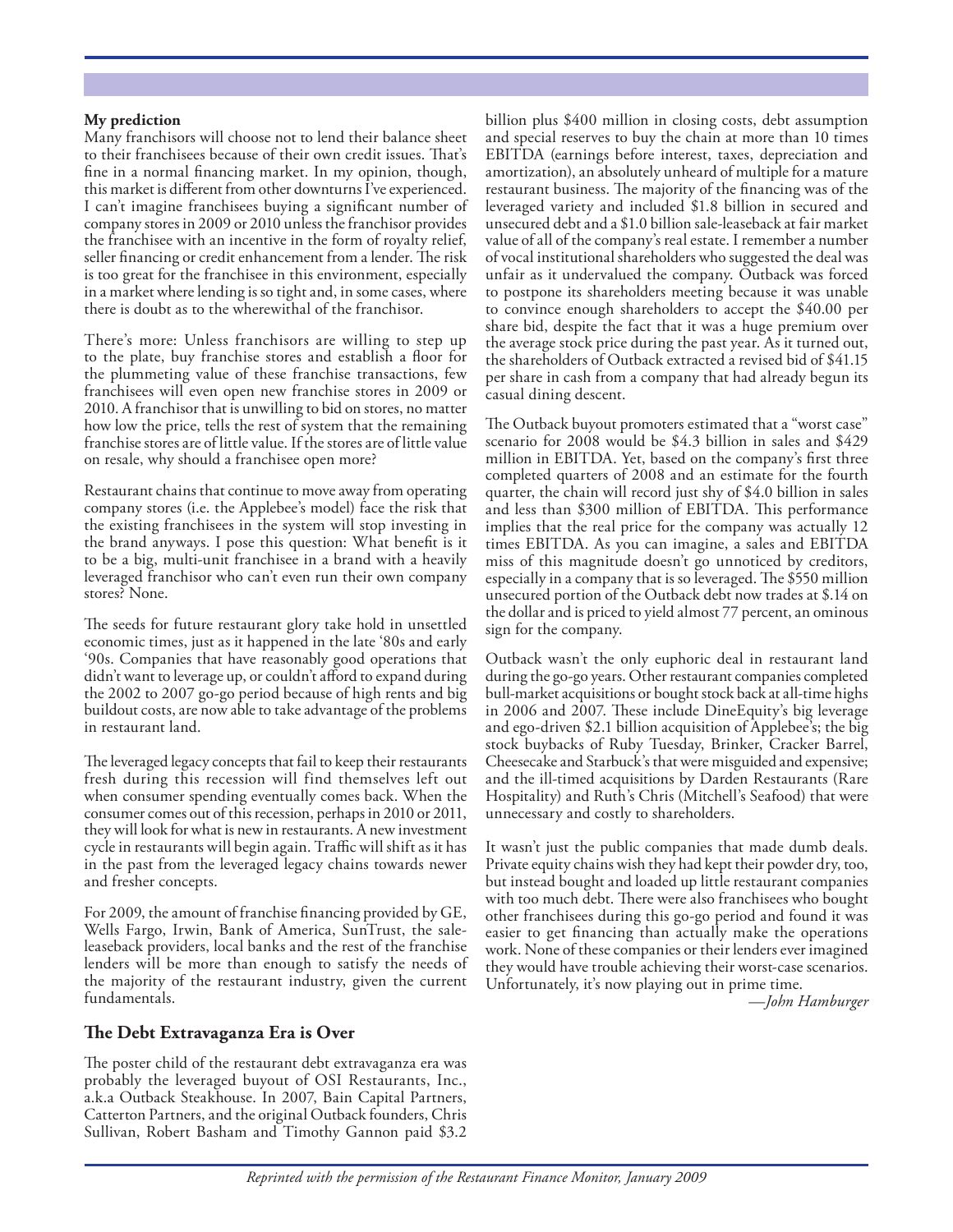**My prediction**

Many franchisors will choose not to lend their balance sheet to their franchisees because of their own credit issues. That's fine in a normal financing market. In my opinion, though, this market is different from other downturns I've experienced. I can't imagine franchisees buying a significant number of company stores in 2009 or 2010 unless the franchisor provides the franchisee with an incentive in the form of royalty relief, seller financing or credit enhancement from a lender. The risk is too great for the franchisee in this environment, especially in a market where lending is so tight and, in some cases, where there is doubt as to the wherewithal of the franchisor.

There's more: Unless franchisors are willing to step up to the plate, buy franchise stores and establish a floor for the plummeting value of these franchise transactions, few franchisees will even open new franchise stores in 2009 or 2010. A franchisor that is unwilling to bid on stores, no matter how low the price, tells the rest of system that the remaining franchise stores are of little value. If the stores are of little value on resale, why should a franchisee open more?

Restaurant chains that continue to move away from operating company stores (i.e. the Applebee's model) face the risk that the existing franchisees in the system will stop investing in the brand anyways. I pose this question: What benefit is it to be a big, multi-unit franchisee in a brand with a heavily leveraged franchisor who can't even run their own company stores? None.

The seeds for future restaurant glory take hold in unsettled economic times, just as it happened in the late '80s and early '90s. Companies that have reasonably good operations that didn't want to leverage up, or couldn't afford to expand during the 2002 to 2007 go-go period because of high rents and big buildout costs, are now able to take advantage of the problems in restaurant land.

The leveraged legacy concepts that fail to keep their restaurants fresh during this recession will find themselves left out when consumer spending eventually comes back. When the consumer comes out of this recession, perhaps in 2010 or 2011, they will look for what is new in restaurants. A new investment cycle in restaurants will begin again. Traffic will shift as it has in the past from the leveraged legacy chains towards newer and fresher concepts.

For 2009, the amount of franchise financing provided by GE, Wells Fargo, Irwin, Bank of America, SunTrust, the sale-leaseback providers, local banks and the rest of the franchise lenders will be more than enough to satisfy the needs of the majority of the restaurant industry, given the current fundamentals.

## The Debt Extravaganza Era is Over

The poster child of the restaurant debt extravaganza era was probably the leveraged buyout of OSI Restaurants, Inc., a.k.a Outback Steakhouse. In 2007, Bain Capital Partners, Catterton Partners, and the original Outback founders, Chris Sullivan, Robert Basham and Timothy Gannon paid $3.2 billion plus $400 million in closing costs, debt assumption and special reserves to buy the chain at more than 10 times EBITDA (earnings before interest, taxes, depreciation and amortization), an absolutely unheard of multiple for a mature restaurant business. The majority of the financing was of the leveraged variety and included $1.8 billion in secured and unsecured debt and a $1.0 billion sale-leaseback at fair market value of all of the company's real estate. I remember a number of vocal institutional shareholders who suggested the deal was unfair as it undervalued the company. Outback was forced to postpone its shareholders meeting because it was unable to convince enough shareholders to accept the $40.00 per share bid, despite the fact that it was a huge premium over the average stock price during the past year. As it turned out, the shareholders of Outback extracted a revised bid of $41.15 per share in cash from a company that had already begun its casual dining descent.

The Outback buyout promoters estimated that a "worst case" scenario for 2008 would be $4.3 billion in sales and $429 million in EBITDA. Yet, based on the company's first three completed quarters of 2008 and an estimate for the fourth quarter, the chain will record just shy of $4.0 billion in sales and less than $300 million of EBITDA. This performance implies that the real price for the company was actually 12 times EBITDA. As you can imagine, a sales and EBITDA miss of this magnitude doesn't go unnoticed by creditors, especially in a company that is so leveraged. The $550 million unsecured portion of the Outback debt now trades at $.14 on the dollar and is priced to yield almost 77 percent, an ominous sign for the company.

Outback wasn't the only euphoric deal in restaurant land during the go-go years. Other restaurant companies completed bull-market acquisitions or bought stock back at all-time highs in 2006 and 2007. These include DineEquity's big leverage and ego-driven $2.1 billion acquisition of Applebee's; the big stock buybacks of Ruby Tuesday, Brinker, Cracker Barrel, Cheesecake and Starbuck's that were misguided and expensive; and the ill-timed acquisitions by Darden Restaurants (Rare Hospitality) and Ruth's Chris (Mitchell's Seafood) that were unnecessary and costly to shareholders.

It wasn't just the public companies that made dumb deals. Private equity chains wish they had kept their powder dry, too, but instead bought and loaded up little restaurant companies with too much debt. There were also franchisees who bought other franchisees during this go-go period and found it was easier to get financing than actually make the operations work. None of these companies or their lenders ever imagined they would have trouble achieving their worst-case scenarios. Unfortunately, it's now playing out in prime time.

*—John Hamburger*

*Reprinted with the permission of the Restaurant Finance Monitor, January 2009*